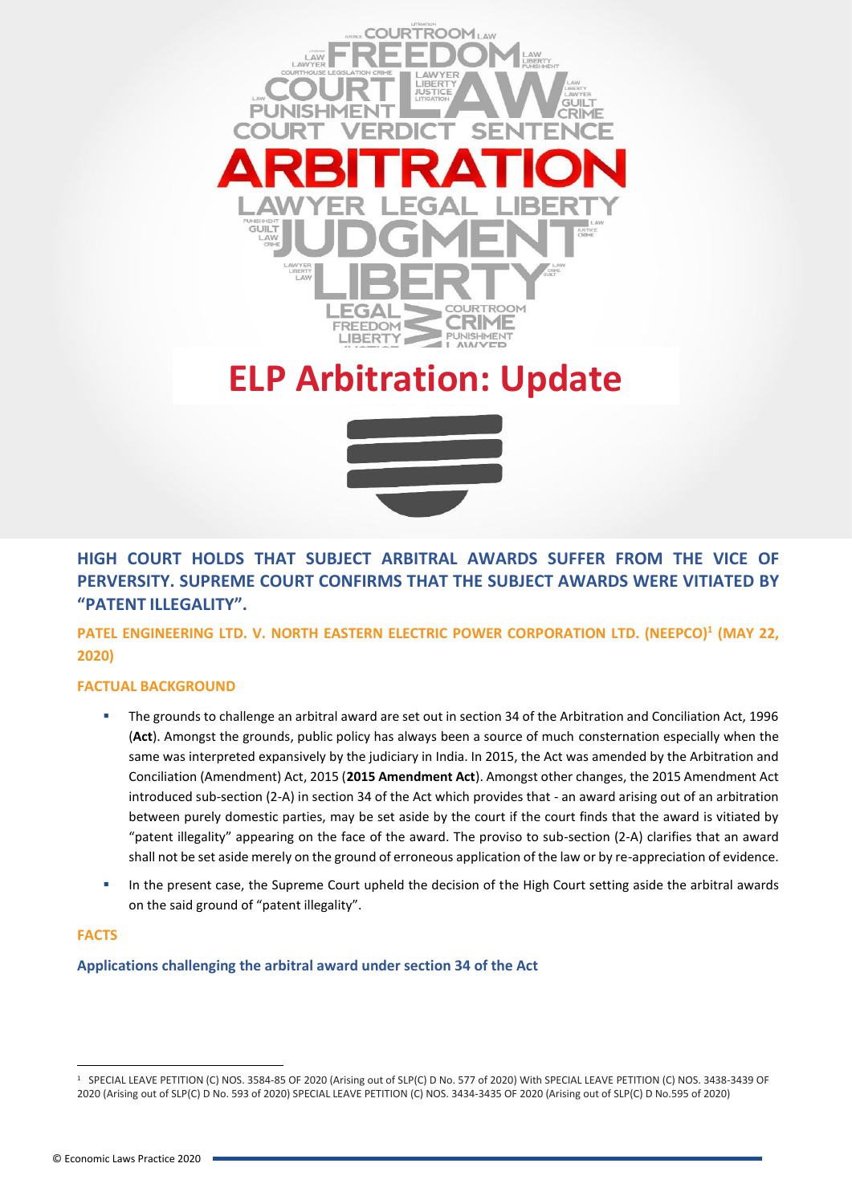# ELP Arbitration: Update

## HIGH COURT HOLDS THAT SUBJECT ARBITRAL AWARDS SUFFER FROM THE VICE OF PERVERSITY. SUPREME COURT CONFIRMS THAT THE SUBJECT AWARDS WERE VITIATED BY "PATENT ILLEGALITY".

### PATEL ENGINEERING LTD. V. NORTH EASTERN ELECTRIC POWER CORPORATION LTD. (NEEPCO)[1] (MAY 22, 2020)

### FACTUAL BACKGROUND

- The grounds to challenge an arbitral award are set out in section 34 of the Arbitration and Conciliation Act, 1996 (**Act**). Amongst the grounds, public policy has always been a source of much consternation especially when the same was interpreted expansively by the judiciary in India. In 2015, the Act was amended by the Arbitration and Conciliation (Amendment) Act, 2015 (**2015 Amendment Act**). Amongst other changes, the 2015 Amendment Act introduced sub-section (2-A) in section 34 of the Act which provides that - an award arising out of an arbitration between purely domestic parties, may be set aside by the court if the court finds that the award is vitiated by "patent illegality" appearing on the face of the award. The proviso to sub-section (2-A) clarifies that an award shall not be set aside merely on the ground of erroneous application of the law or by re-appreciation of evidence.
- In the present case, the Supreme Court upheld the decision of the High Court setting aside the arbitral awards on the said ground of "patent illegality".

### FACTS

#### Applications challenging the arbitral award under section 34 of the Act

---

[1] SPECIAL LEAVE PETITION (C) NOS. 3584-85 OF 2020 (Arising out of SLP(C) D No. 577 of 2020) With SPECIAL LEAVE PETITION (C) NOS. 3438-3439 OF 2020 (Arising out of SLP(C) D No. 593 of 2020) SPECIAL LEAVE PETITION (C) NOS. 3434-3435 OF 2020 (Arising out of SLP(C) D No.595 of 2020)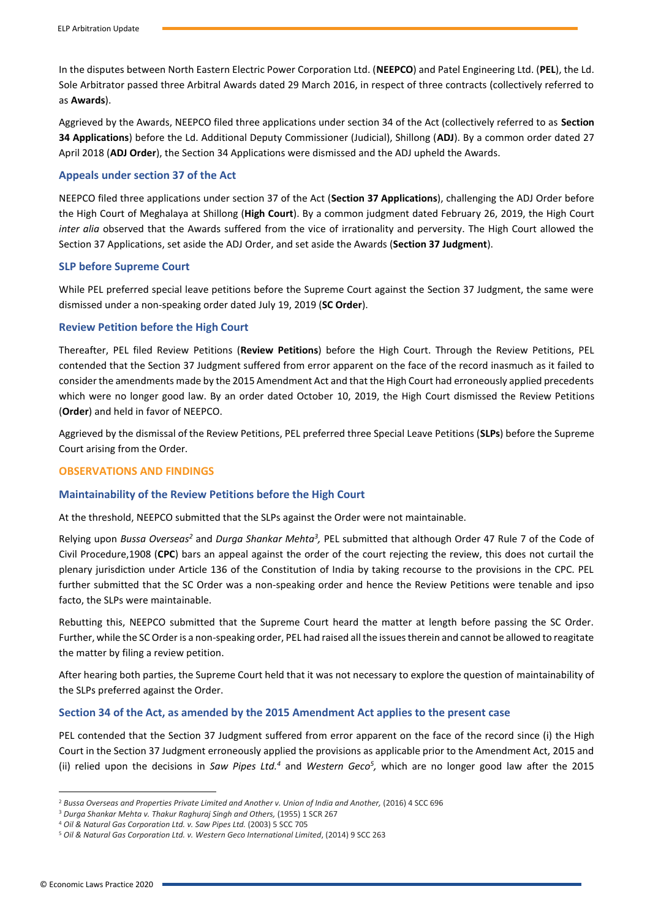In the disputes between North Eastern Electric Power Corporation Ltd. (**NEEPCO**) and Patel Engineering Ltd. (**PEL**), the Ld. Sole Arbitrator passed three Arbitral Awards dated 29 March 2016, in respect of three contracts (collectively referred to as **Awards**).

Aggrieved by the Awards, NEEPCO filed three applications under section 34 of the Act (collectively referred to as **Section 34 Applications**) before the Ld. Additional Deputy Commissioner (Judicial), Shillong (**ADJ**). By a common order dated 27 April 2018 (**ADJ Order**), the Section 34 Applications were dismissed and the ADJ upheld the Awards.

### Appeals under section 37 of the Act

NEEPCO filed three applications under section 37 of the Act (**Section 37 Applications**), challenging the ADJ Order before the High Court of Meghalaya at Shillong (**High Court**). By a common judgment dated February 26, 2019, the High Court *inter alia* observed that the Awards suffered from the vice of irrationality and perversity. The High Court allowed the Section 37 Applications, set aside the ADJ Order, and set aside the Awards (**Section 37 Judgment**).

### SLP before Supreme Court

While PEL preferred special leave petitions before the Supreme Court against the Section 37 Judgment, the same were dismissed under a non-speaking order dated July 19, 2019 (**SC Order**).

### Review Petition before the High Court

Thereafter, PEL filed Review Petitions (**Review Petitions**) before the High Court. Through the Review Petitions, PEL contended that the Section 37 Judgment suffered from error apparent on the face of the record inasmuch as it failed to consider the amendments made by the 2015 Amendment Act and that the High Court had erroneously applied precedents which were no longer good law. By an order dated October 10, 2019, the High Court dismissed the Review Petitions (**Order**) and held in favor of NEEPCO.

Aggrieved by the dismissal of the Review Petitions, PEL preferred three Special Leave Petitions (**SLPs**) before the Supreme Court arising from the Order.

## OBSERVATIONS AND FINDINGS

### Maintainability of the Review Petitions before the High Court

At the threshold, NEEPCO submitted that the SLPs against the Order were not maintainable.

Relying upon *Bussa Overseas*[2] and *Durga Shankar Mehta*[3], PEL submitted that although Order 47 Rule 7 of the Code of Civil Procedure,1908 (**CPC**) bars an appeal against the order of the court rejecting the review, this does not curtail the plenary jurisdiction under Article 136 of the Constitution of India by taking recourse to the provisions in the CPC. PEL further submitted that the SC Order was a non-speaking order and hence the Review Petitions were tenable and ipso facto, the SLPs were maintainable.

Rebutting this, NEEPCO submitted that the Supreme Court heard the matter at length before passing the SC Order. Further, while the SC Order is a non-speaking order, PEL had raised all the issues therein and cannot be allowed to reagitate the matter by filing a review petition.

After hearing both parties, the Supreme Court held that it was not necessary to explore the question of maintainability of the SLPs preferred against the Order.

### Section 34 of the Act, as amended by the 2015 Amendment Act applies to the present case

PEL contended that the Section 37 Judgment suffered from error apparent on the face of the record since (i) the High Court in the Section 37 Judgment erroneously applied the provisions as applicable prior to the Amendment Act, 2015 and (ii) relied upon the decisions in *Saw Pipes Ltd.*[4] and *Western Geco*[5], which are no longer good law after the 2015

---

[2] *Bussa Overseas and Properties Private Limited and Another v. Union of India and Another,* (2016) 4 SCC 696

[3] *Durga Shankar Mehta v. Thakur Raghuraj Singh and Others,* (1955) 1 SCR 267

[4] *Oil & Natural Gas Corporation Ltd. v. Saw Pipes Ltd.* (2003) 5 SCC 705

[5] *Oil & Natural Gas Corporation Ltd. v. Western Geco International Limited*, (2014) 9 SCC 263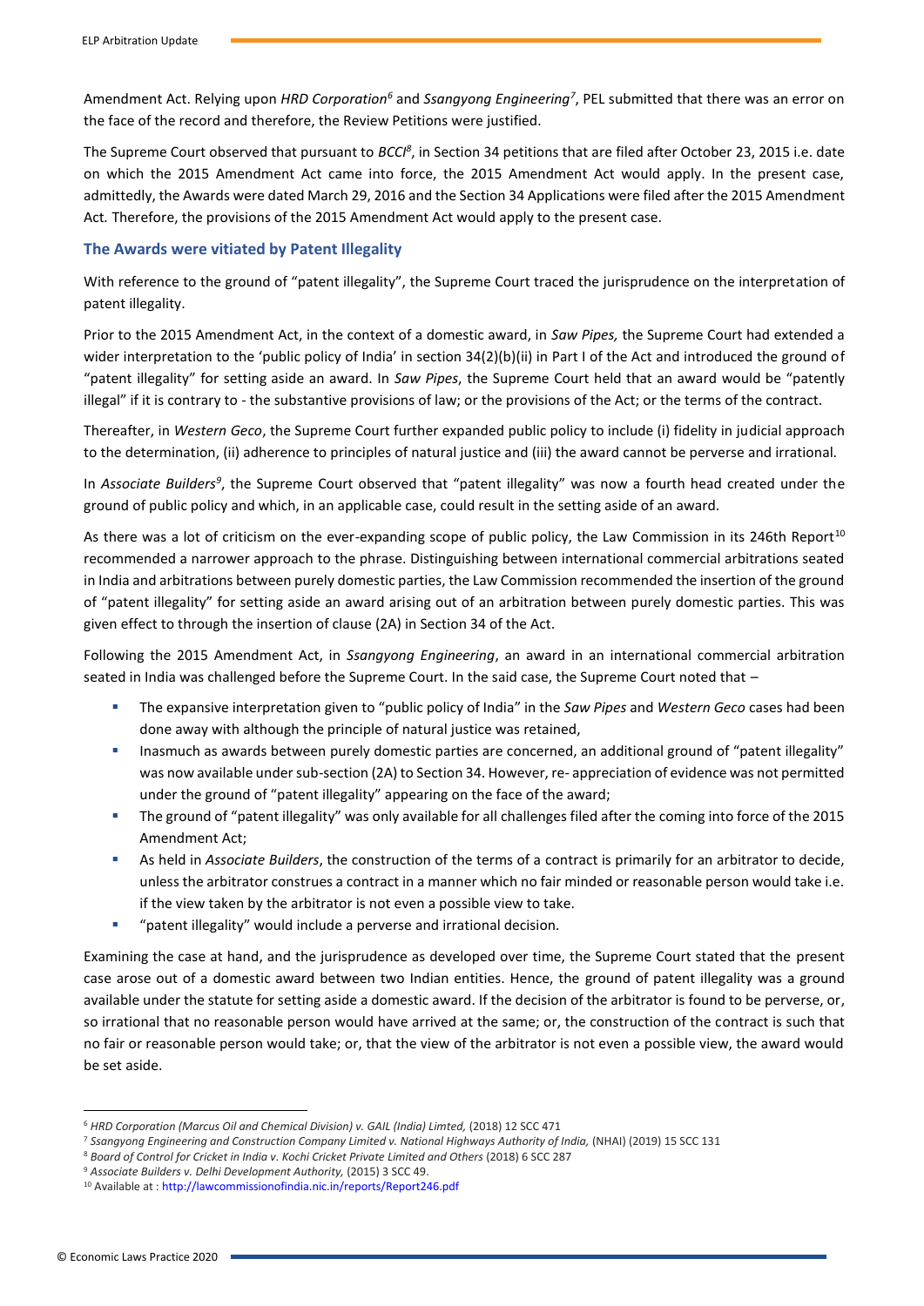Amendment Act. Relying upon *HRD Corporation*[6] and *Ssangyong Engineering*[7], PEL submitted that there was an error on the face of the record and therefore, the Review Petitions were justified.

The Supreme Court observed that pursuant to *BCCI*[8], in Section 34 petitions that are filed after October 23, 2015 i.e. date on which the 2015 Amendment Act came into force, the 2015 Amendment Act would apply. In the present case, admittedly, the Awards were dated March 29, 2016 and the Section 34 Applications were filed after the 2015 Amendment Act. Therefore, the provisions of the 2015 Amendment Act would apply to the present case.

### The Awards were vitiated by Patent Illegality

With reference to the ground of "patent illegality", the Supreme Court traced the jurisprudence on the interpretation of patent illegality.

Prior to the 2015 Amendment Act, in the context of a domestic award, in *Saw Pipes,* the Supreme Court had extended a wider interpretation to the 'public policy of India' in section 34(2)(b)(ii) in Part I of the Act and introduced the ground of "patent illegality" for setting aside an award. In *Saw Pipes*, the Supreme Court held that an award would be "patently illegal" if it is contrary to - the substantive provisions of law; or the provisions of the Act; or the terms of the contract.

Thereafter, in *Western Geco*, the Supreme Court further expanded public policy to include (i) fidelity in judicial approach to the determination, (ii) adherence to principles of natural justice and (iii) the award cannot be perverse and irrational.

In *Associate Builders*[9], the Supreme Court observed that "patent illegality" was now a fourth head created under the ground of public policy and which, in an applicable case, could result in the setting aside of an award.

As there was a lot of criticism on the ever-expanding scope of public policy, the Law Commission in its 246th Report[10] recommended a narrower approach to the phrase. Distinguishing between international commercial arbitrations seated in India and arbitrations between purely domestic parties, the Law Commission recommended the insertion of the ground of "patent illegality" for setting aside an award arising out of an arbitration between purely domestic parties. This was given effect to through the insertion of clause (2A) in Section 34 of the Act.

Following the 2015 Amendment Act, in *Ssangyong Engineering*, an award in an international commercial arbitration seated in India was challenged before the Supreme Court. In the said case, the Supreme Court noted that –

- The expansive interpretation given to "public policy of India" in the *Saw Pipes* and *Western Geco* cases had been done away with although the principle of natural justice was retained,
- Inasmuch as awards between purely domestic parties are concerned, an additional ground of "patent illegality" was now available under sub-section (2A) to Section 34. However, re- appreciation of evidence was not permitted under the ground of "patent illegality" appearing on the face of the award;
- The ground of "patent illegality" was only available for all challenges filed after the coming into force of the 2015 Amendment Act;
- As held in *Associate Builders*, the construction of the terms of a contract is primarily for an arbitrator to decide, unless the arbitrator construes a contract in a manner which no fair minded or reasonable person would take i.e. if the view taken by the arbitrator is not even a possible view to take.
- "patent illegality" would include a perverse and irrational decision.

Examining the case at hand, and the jurisprudence as developed over time, the Supreme Court stated that the present case arose out of a domestic award between two Indian entities. Hence, the ground of patent illegality was a ground available under the statute for setting aside a domestic award. If the decision of the arbitrator is found to be perverse, or, so irrational that no reasonable person would have arrived at the same; or, the construction of the contract is such that no fair or reasonable person would take; or, that the view of the arbitrator is not even a possible view, the award would be set aside.

---

[6] *HRD Corporation (Marcus Oil and Chemical Division) v. GAIL (India) Limted,* (2018) 12 SCC 471

[7] *Ssangyong Engineering and Construction Company Limited v. National Highways Authority of India,* (NHAI) (2019) 15 SCC 131

[8] *Board of Control for Cricket in India v. Kochi Cricket Private Limited and Others* (2018) 6 SCC 287

[9] *Associate Builders v. Delhi Development Authority,* (2015) 3 SCC 49.

[10] Available at : http://lawcommissionofindia.nic.in/reports/Report246.pdf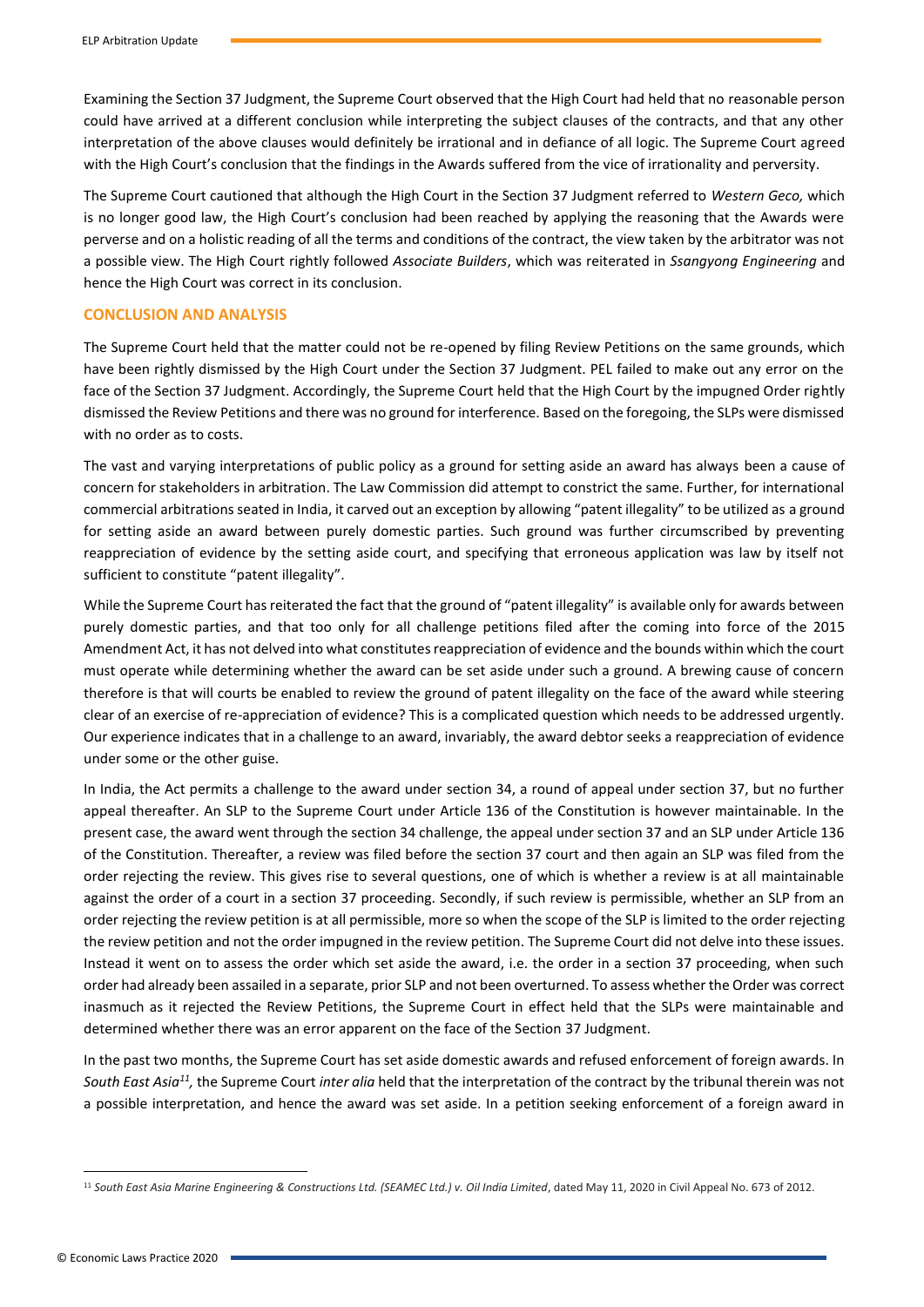Examining the Section 37 Judgment, the Supreme Court observed that the High Court had held that no reasonable person could have arrived at a different conclusion while interpreting the subject clauses of the contracts, and that any other interpretation of the above clauses would definitely be irrational and in defiance of all logic. The Supreme Court agreed with the High Court's conclusion that the findings in the Awards suffered from the vice of irrationality and perversity.

The Supreme Court cautioned that although the High Court in the Section 37 Judgment referred to *Western Geco,* which is no longer good law, the High Court's conclusion had been reached by applying the reasoning that the Awards were perverse and on a holistic reading of all the terms and conditions of the contract, the view taken by the arbitrator was not a possible view. The High Court rightly followed *Associate Builders*, which was reiterated in *Ssangyong Engineering* and hence the High Court was correct in its conclusion.

## CONCLUSION AND ANALYSIS

The Supreme Court held that the matter could not be re-opened by filing Review Petitions on the same grounds, which have been rightly dismissed by the High Court under the Section 37 Judgment. PEL failed to make out any error on the face of the Section 37 Judgment. Accordingly, the Supreme Court held that the High Court by the impugned Order rightly dismissed the Review Petitions and there was no ground for interference. Based on the foregoing, the SLPs were dismissed with no order as to costs.

The vast and varying interpretations of public policy as a ground for setting aside an award has always been a cause of concern for stakeholders in arbitration. The Law Commission did attempt to constrict the same. Further, for international commercial arbitrations seated in India, it carved out an exception by allowing "patent illegality" to be utilized as a ground for setting aside an award between purely domestic parties. Such ground was further circumscribed by preventing reappreciation of evidence by the setting aside court, and specifying that erroneous application was law by itself not sufficient to constitute "patent illegality".

While the Supreme Court has reiterated the fact that the ground of "patent illegality" is available only for awards between purely domestic parties, and that too only for all challenge petitions filed after the coming into force of the 2015 Amendment Act, it has not delved into what constitutes reappreciation of evidence and the bounds within which the court must operate while determining whether the award can be set aside under such a ground. A brewing cause of concern therefore is that will courts be enabled to review the ground of patent illegality on the face of the award while steering clear of an exercise of re-appreciation of evidence? This is a complicated question which needs to be addressed urgently. Our experience indicates that in a challenge to an award, invariably, the award debtor seeks a reappreciation of evidence under some or the other guise.

In India, the Act permits a challenge to the award under section 34, a round of appeal under section 37, but no further appeal thereafter. An SLP to the Supreme Court under Article 136 of the Constitution is however maintainable. In the present case, the award went through the section 34 challenge, the appeal under section 37 and an SLP under Article 136 of the Constitution. Thereafter, a review was filed before the section 37 court and then again an SLP was filed from the order rejecting the review. This gives rise to several questions, one of which is whether a review is at all maintainable against the order of a court in a section 37 proceeding. Secondly, if such review is permissible, whether an SLP from an order rejecting the review petition is at all permissible, more so when the scope of the SLP is limited to the order rejecting the review petition and not the order impugned in the review petition. The Supreme Court did not delve into these issues. Instead it went on to assess the order which set aside the award, i.e. the order in a section 37 proceeding, when such order had already been assailed in a separate, prior SLP and not been overturned. To assess whether the Order was correct inasmuch as it rejected the Review Petitions, the Supreme Court in effect held that the SLPs were maintainable and determined whether there was an error apparent on the face of the Section 37 Judgment.

In the past two months, the Supreme Court has set aside domestic awards and refused enforcement of foreign awards. In *South East Asia*[11], the Supreme Court *inter alia* held that the interpretation of the contract by the tribunal therein was not a possible interpretation, and hence the award was set aside. In a petition seeking enforcement of a foreign award in

---

[11] *South East Asia Marine Engineering & Constructions Ltd. (SEAMEC Ltd.) v. Oil India Limited*, dated May 11, 2020 in Civil Appeal No. 673 of 2012.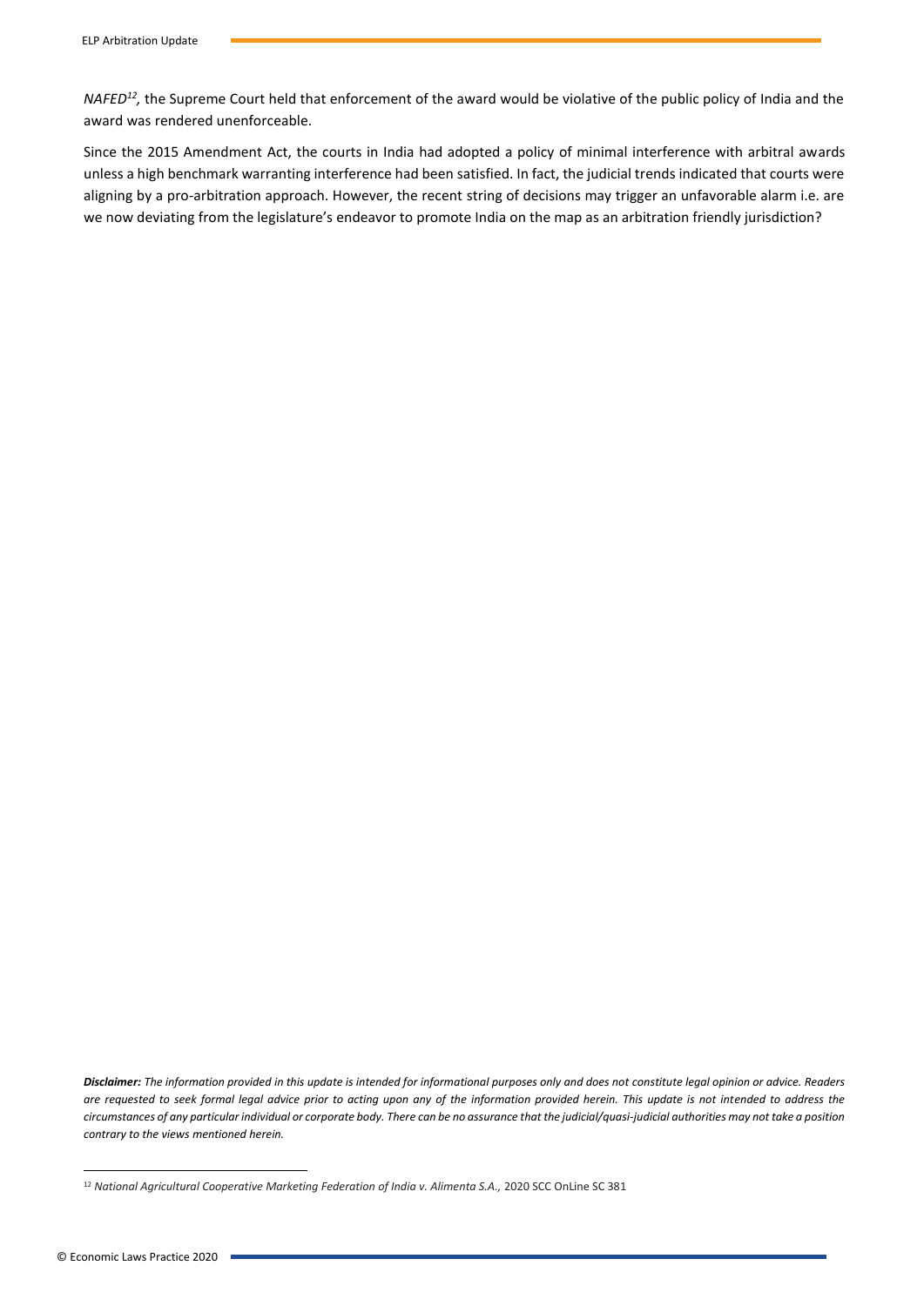*NAFED*[12], the Supreme Court held that enforcement of the award would be violative of the public policy of India and the award was rendered unenforceable.

Since the 2015 Amendment Act, the courts in India had adopted a policy of minimal interference with arbitral awards unless a high benchmark warranting interference had been satisfied. In fact, the judicial trends indicated that courts were aligning by a pro-arbitration approach. However, the recent string of decisions may trigger an unfavorable alarm i.e. are we now deviating from the legislature's endeavor to promote India on the map as an arbitration friendly jurisdiction?

***Disclaimer:** The information provided in this update is intended for informational purposes only and does not constitute legal opinion or advice. Readers are requested to seek formal legal advice prior to acting upon any of the information provided herein. This update is not intended to address the circumstances of any particular individual or corporate body. There can be no assurance that the judicial/quasi-judicial authorities may not take a position contrary to the views mentioned herein.*

[12] *National Agricultural Cooperative Marketing Federation of India v. Alimenta S.A.,* 2020 SCC OnLine SC 381